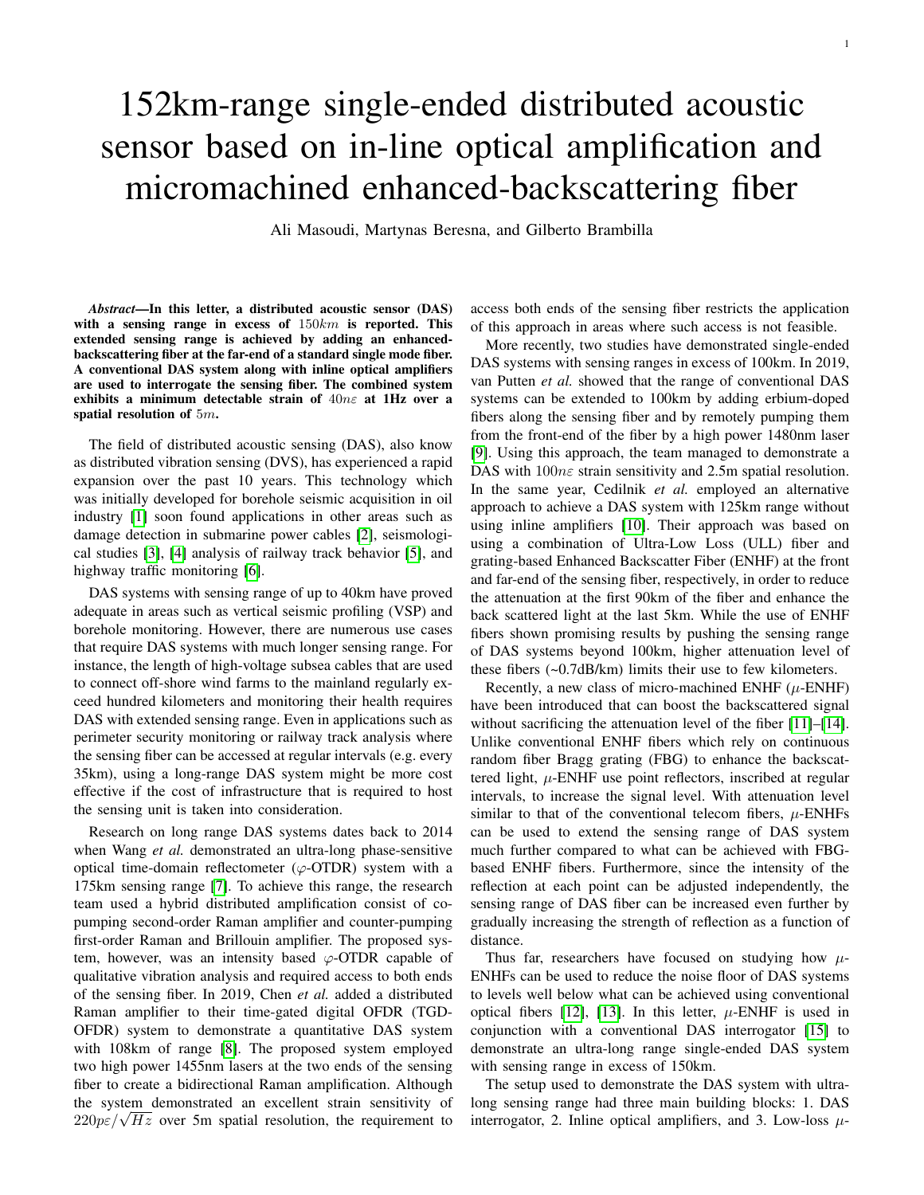# 152km-range single-ended distributed acoustic sensor based on in-line optical amplification and micromachined enhanced-backscattering fiber

Ali Masoudi, Martynas Beresna, and Gilberto Brambilla

***Abstract*—In this letter, a distributed acoustic sensor (DAS) with a sensing range in excess of $150km$ is reported. This extended sensing range is achieved by adding an enhanced-backscattering fiber at the far-end of a standard single mode fiber. A conventional DAS system along with inline optical amplifiers are used to interrogate the sensing fiber. The combined system exhibits a minimum detectable strain of $40n\varepsilon$ at 1Hz over a spatial resolution of $5m$.**

The field of distributed acoustic sensing (DAS), also know as distributed vibration sensing (DVS), has experienced a rapid expansion over the past 10 years. This technology which was initially developed for borehole seismic acquisition in oil industry [1] soon found applications in other areas such as damage detection in submarine power cables [2], seismological studies [3], [4] analysis of railway track behavior [5], and highway traffic monitoring [6].

DAS systems with sensing range of up to 40km have proved adequate in areas such as vertical seismic profiling (VSP) and borehole monitoring. However, there are numerous use cases that require DAS systems with much longer sensing range. For instance, the length of high-voltage subsea cables that are used to connect off-shore wind farms to the mainland regularly exceed hundred kilometers and monitoring their health requires DAS with extended sensing range. Even in applications such as perimeter security monitoring or railway track analysis where the sensing fiber can be accessed at regular intervals (e.g. every 35km), using a long-range DAS system might be more cost effective if the cost of infrastructure that is required to host the sensing unit is taken into consideration.

Research on long range DAS systems dates back to 2014 when Wang *et al.* demonstrated an ultra-long phase-sensitive optical time-domain reflectometer ($\varphi$-OTDR) system with a 175km sensing range [7]. To achieve this range, the research team used a hybrid distributed amplification consist of co-pumping second-order Raman amplifier and counter-pumping first-order Raman and Brillouin amplifier. The proposed system, however, was an intensity based $\varphi$-OTDR capable of qualitative vibration analysis and required access to both ends of the sensing fiber. In 2019, Chen *et al.* added a distributed Raman amplifier to their time-gated digital OFDR (TGD-OFDR) system to demonstrate a quantitative DAS system with 108km of range [8]. The proposed system employed two high power 1455nm lasers at the two ends of the sensing fiber to create a bidirectional Raman amplification. Although the system demonstrated an excellent strain sensitivity of $220p\varepsilon/\sqrt{Hz}$ over 5m spatial resolution, the requirement to access both ends of the sensing fiber restricts the application of this approach in areas where such access is not feasible.

More recently, two studies have demonstrated single-ended DAS systems with sensing ranges in excess of 100km. In 2019, van Putten *et al.* showed that the range of conventional DAS systems can be extended to 100km by adding erbium-doped fibers along the sensing fiber and by remotely pumping them from the front-end of the fiber by a high power 1480nm laser [9]. Using this approach, the team managed to demonstrate a DAS with $100n\varepsilon$ strain sensitivity and 2.5m spatial resolution. In the same year, Cedilnik *et al.* employed an alternative approach to achieve a DAS system with 125km range without using inline amplifiers [10]. Their approach was based on using a combination of Ultra-Low Loss (ULL) fiber and grating-based Enhanced Backscatter Fiber (ENHF) at the front and far-end of the sensing fiber, respectively, in order to reduce the attenuation at the first 90km of the fiber and enhance the back scattered light at the last 5km. While the use of ENHF fibers shown promising results by pushing the sensing range of DAS systems beyond 100km, higher attenuation level of these fibers (~0.7dB/km) limits their use to few kilometers.

Recently, a new class of micro-machined ENHF ($\mu$-ENHF) have been introduced that can boost the backscattered signal without sacrificing the attenuation level of the fiber [11]–[14]. Unlike conventional ENHF fibers which rely on continuous random fiber Bragg grating (FBG) to enhance the backscattered light, $\mu$-ENHF use point reflectors, inscribed at regular intervals, to increase the signal level. With attenuation level similar to that of the conventional telecom fibers, $\mu$-ENHFs can be used to extend the sensing range of DAS system much further compared to what can be achieved with FBG-based ENHF fibers. Furthermore, since the intensity of the reflection at each point can be adjusted independently, the sensing range of DAS fiber can be increased even further by gradually increasing the strength of reflection as a function of distance.

Thus far, researchers have focused on studying how $\mu$-ENHFs can be used to reduce the noise floor of DAS systems to levels well below what can be achieved using conventional optical fibers [12], [13]. In this letter, $\mu$-ENHF is used in conjunction with a conventional DAS interrogator [15] to demonstrate an ultra-long range single-ended DAS system with sensing range in excess of 150km.

The setup used to demonstrate the DAS system with ultra-long sensing range had three main building blocks: 1. DAS interrogator, 2. Inline optical amplifiers, and 3. Low-loss $\mu$-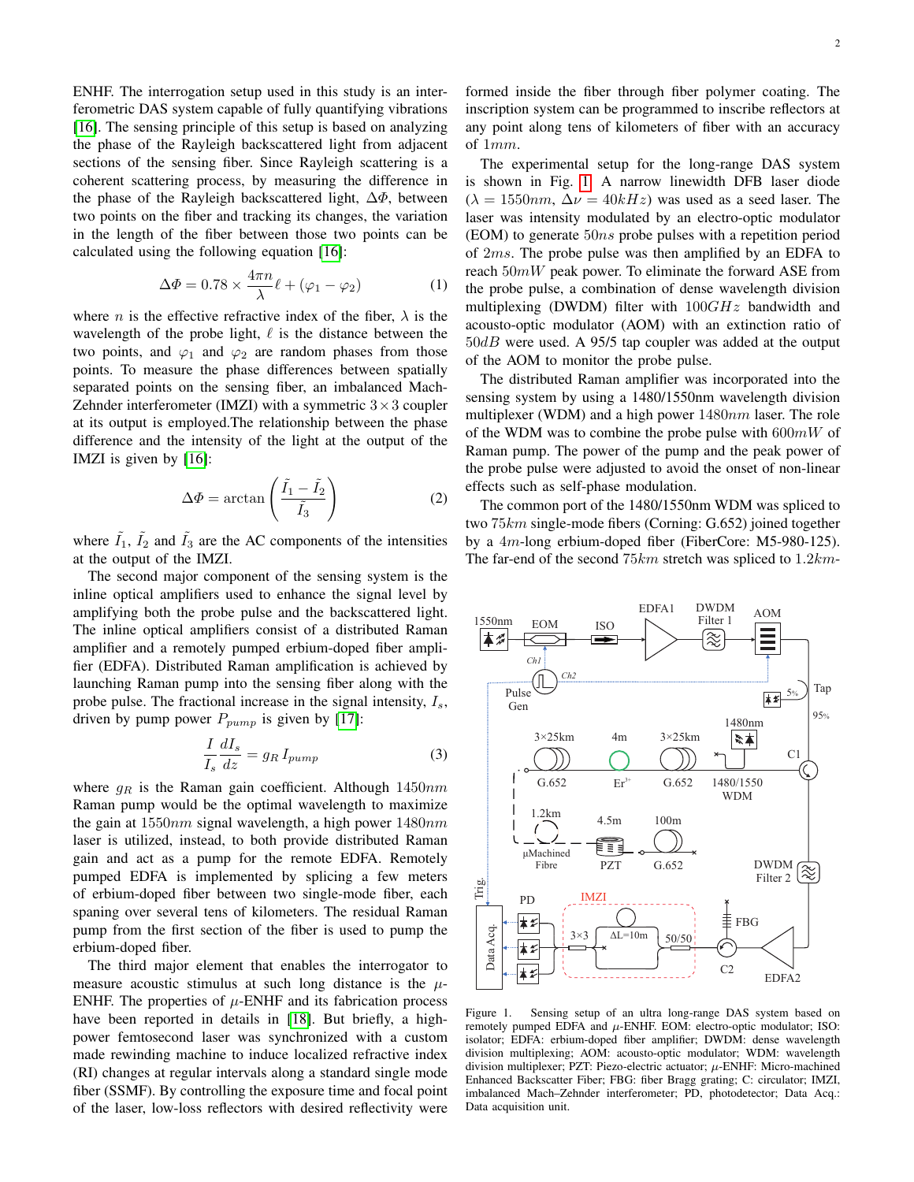ENHF. The interrogation setup used in this study is an interferometric DAS system capable of fully quantifying vibrations [16]. The sensing principle of this setup is based on analyzing the phase of the Rayleigh backscattered light from adjacent sections of the sensing fiber. Since Rayleigh scattering is a coherent scattering process, by measuring the difference in the phase of the Rayleigh backscattered light, $\Delta\Phi$, between two points on the fiber and tracking its changes, the variation in the length of the fiber between those two points can be calculated using the following equation [16]:

$$\Delta\Phi = 0.78 \times \frac{4\pi n}{\lambda}\ell + (\varphi_1 - \varphi_2) \tag{1}$$

where $n$ is the effective refractive index of the fiber, $\lambda$ is the wavelength of the probe light, $\ell$ is the distance between the two points, and $\varphi_1$ and $\varphi_2$ are random phases from those points. To measure the phase differences between spatially separated points on the sensing fiber, an imbalanced Mach-Zehnder interferometer (IMZI) with a symmetric $3\times3$ coupler at its output is employed.The relationship between the phase difference and the intensity of the light at the output of the IMZI is given by [16]:

$$\Delta\Phi = \arctan\left(\frac{\tilde{I}_1 - \tilde{I}_2}{\tilde{I}_3}\right) \tag{2}$$

where $\tilde{I}_1$, $\tilde{I}_2$ and $\tilde{I}_3$ are the AC components of the intensities at the output of the IMZI.

The second major component of the sensing system is the inline optical amplifiers used to enhance the signal level by amplifying both the probe pulse and the backscattered light. The inline optical amplifiers consist of a distributed Raman amplifier and a remotely pumped erbium-doped fiber amplifier (EDFA). Distributed Raman amplification is achieved by launching Raman pump into the sensing fiber along with the probe pulse. The fractional increase in the signal intensity, $I_s$, driven by pump power $P_{pump}$ is given by [17]:

$$\frac{I}{I_s}\frac{dI_s}{dz} = g_R \, I_{pump} \tag{3}$$

where $g_R$ is the Raman gain coefficient. Although $1450nm$ Raman pump would be the optimal wavelength to maximize the gain at $1550nm$ signal wavelength, a high power $1480nm$ laser is utilized, instead, to both provide distributed Raman gain and act as a pump for the remote EDFA. Remotely pumped EDFA is implemented by splicing a few meters of erbium-doped fiber between two single-mode fiber, each spaning over several tens of kilometers. The residual Raman pump from the first section of the fiber is used to pump the erbium-doped fiber.

The third major element that enables the interrogator to measure acoustic stimulus at such long distance is the $\mu$-ENHF. The properties of $\mu$-ENHF and its fabrication process have been reported in details in [18]. But briefly, a high-power femtosecond laser was synchronized with a custom made rewinding machine to induce localized refractive index (RI) changes at regular intervals along a standard single mode fiber (SSMF). By controlling the exposure time and focal point of the laser, low-loss reflectors with desired reflectivity were formed inside the fiber through fiber polymer coating. The inscription system can be programmed to inscribe reflectors at any point along tens of kilometers of fiber with an accuracy of $1mm$.

The experimental setup for the long-range DAS system is shown in Fig. 1. A narrow linewidth DFB laser diode ($\lambda = 1550nm$, $\Delta\nu = 40kHz$) was used as a seed laser. The laser was intensity modulated by an electro-optic modulator (EOM) to generate $50ns$ probe pulses with a repetition period of $2ms$. The probe pulse was then amplified by an EDFA to reach $50mW$ peak power. To eliminate the forward ASE from the probe pulse, a combination of dense wavelength division multiplexing (DWDM) filter with $100GHz$ bandwidth and acousto-optic modulator (AOM) with an extinction ratio of $50dB$ were used. A 95/5 tap coupler was added at the output of the AOM to monitor the probe pulse.

The distributed Raman amplifier was incorporated into the sensing system by using a 1480/1550nm wavelength division multiplexer (WDM) and a high power $1480nm$ laser. The role of the WDM was to combine the probe pulse with $600mW$ of Raman pump. The power of the pump and the peak power of the probe pulse were adjusted to avoid the onset of non-linear effects such as self-phase modulation.

The common port of the 1480/1550nm WDM was spliced to two $75km$ single-mode fibers (Corning: G.652) joined together by a $4m$-long erbium-doped fiber (FiberCore: M5-980-125). The far-end of the second $75km$ stretch was spliced to $1.2km$-

Figure 1. Sensing setup of an ultra long-range DAS system based on remotely pumped EDFA and $\mu$-ENHF. EOM: electro-optic modulator; ISO: isolator; EDFA: erbium-doped fiber amplifier; DWDM: dense wavelength division multiplexing; AOM: acousto-optic modulator; WDM: wavelength division multiplexer; PZT: Piezo-electric actuator; $\mu$-ENHF: Micro-machined Enhanced Backscatter Fiber; FBG: fiber Bragg grating; C: circulator; IMZI, imbalanced Mach–Zehnder interferometer; PD, photodetector; Data Acq.: Data acquisition unit.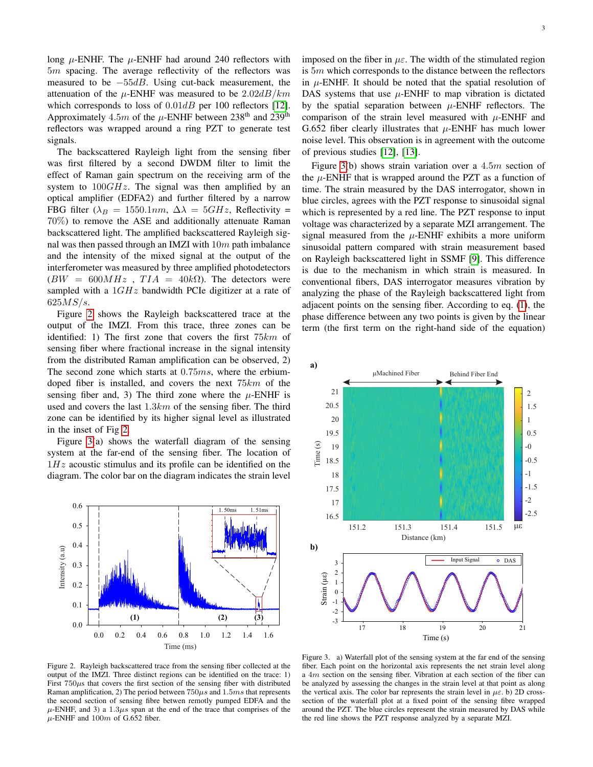long $\mu$-ENHF. The $\mu$-ENHF had around 240 reflectors with $5m$ spacing. The average reflectivity of the reflectors was measured to be $-55dB$. Using cut-back measurement, the attenuation of the $\mu$-ENHF was measured to be $2.02dB/km$ which corresponds to loss of $0.01dB$ per 100 reflectors [12]. Approximately $4.5m$ of the $\mu$-ENHF between 238$^{th}$ and 239$^{th}$ reflectors was wrapped around a ring PZT to generate test signals.

The backscattered Rayleigh light from the sensing fiber was first filtered by a second DWDM filter to limit the effect of Raman gain spectrum on the receiving arm of the system to $100GHz$. The signal was then amplified by an optical amplifier (EDFA2) and further filtered by a narrow FBG filter ($\lambda_B = 1550.1nm$, $\Delta\lambda = 5GHz$, Reflectivity = $70\%$) to remove the ASE and additionally attenuate Raman backscattered light. The amplified backscattered Rayleigh signal was then passed through an IMZI with $10m$ path imbalance and the intensity of the mixed signal at the output of the interferometer was measured by three amplified photodetectors ($BW = 600MHz$ , $TIA = 40k\Omega$). The detectors were sampled with a $1GHz$ bandwidth PCIe digitizer at a rate of $625MS/s$.

Figure 2 shows the Rayleigh backscattered trace at the output of the IMZI. From this trace, three zones can be identified: 1) The first zone that covers the first $75km$ of sensing fiber where fractional increase in the signal intensity from the distributed Raman amplification can be observed, 2) The second zone which starts at $0.75ms$, where the erbium-doped fiber is installed, and covers the next $75km$ of the sensing fiber and, 3) The third zone where the $\mu$-ENHF is used and covers the last $1.3km$ of the sensing fiber. The third zone can be identified by its higher signal level as illustrated in the inset of Fig 2.

Figure 3(a) shows the waterfall diagram of the sensing system at the far-end of the sensing fiber. The location of $1Hz$ acoustic stimulus and its profile can be identified on the diagram. The color bar on the diagram indicates the strain level imposed on the fiber in $\mu\varepsilon$. The width of the stimulated region is $5m$ which corresponds to the distance between the reflectors in $\mu$-ENHF. It should be noted that the spatial resolution of DAS systems that use $\mu$-ENHF to map vibration is dictated by the spatial separation between $\mu$-ENHF reflectors. The comparison of the strain level measured with $\mu$-ENHF and G.652 fiber clearly illustrates that $\mu$-ENHF has much lower noise level. This observation is in agreement with the outcome of previous studies [12], [13].

Figure 3(b) shows strain variation over a $4.5m$ section of the $\mu$-ENHF that is wrapped around the PZT as a function of time. The strain measured by the DAS interrogator, shown in blue circles, agrees with the PZT response to sinusoidal signal which is represented by a red line. The PZT response to input voltage was characterized by a separate MZI arrangement. The signal measured from the $\mu$-ENHF exhibits a more uniform sinusoidal pattern compared with strain measurement based on Rayleigh backscattered light in SSMF [9]. This difference is due to the mechanism in which strain is measured. In conventional fibers, DAS interrogator measures vibration by analyzing the phase of the Rayleigh backscattered light from adjacent points on the sensing fiber. According to eq. (1), the phase difference between any two points is given by the linear term (the first term on the right-hand side of the equation)

Figure 2. Rayleigh backscattered trace from the sensing fiber collected at the output of the IMZI. Three distinct regions can be identified on the trace: 1) First $750\mu s$ that covers the first section of the sensing fiber with distributed Raman amplification, 2) The period between $750\mu s$ and $1.5ms$ that represents the second section of sensing fibre betwen remotly pumped EDFA and the $\mu$-ENHF, and 3) a $1.3\mu s$ span at the end of the trace that comprises of the $\mu$-ENHF and $100m$ of G.652 fiber.

Figure 3. a) Waterfall plot of the sensing system at the far end of the sensing fiber. Each point on the horizontal axis represents the net strain level along a $4m$ section on the sensing fiber. Vibration at each section of the fiber can be analyzed by assessing the changes in the strain level at that point as along the vertical axis. The color bar represents the strain level in $\mu\varepsilon$. b) 2D cross-section of the waterfall plot at a fixed point of the sensing fibre wrapped around the PZT. The blue circles represent the strain measured by DAS while the red line shows the PZT response analyzed by a separate MZI.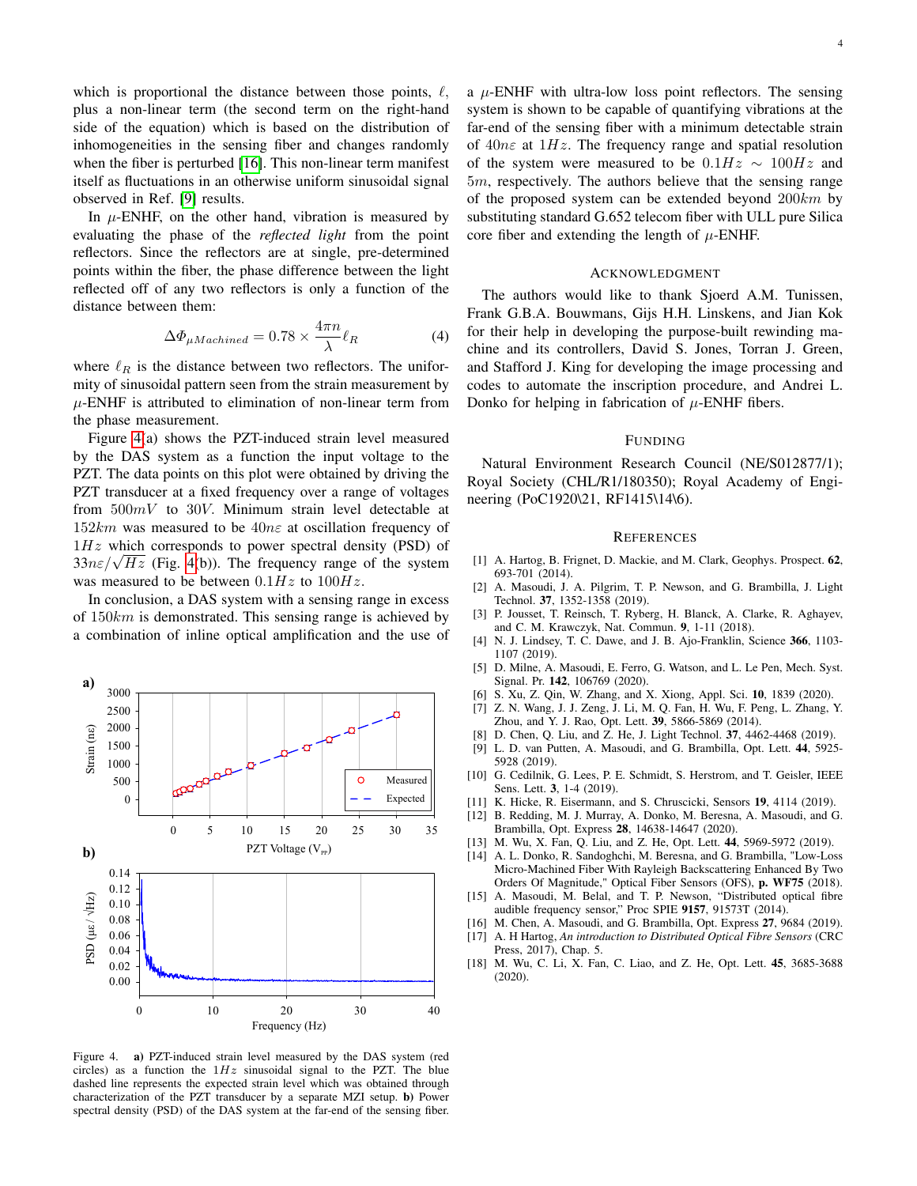which is proportional the distance between those points, $\ell$, plus a non-linear term (the second term on the right-hand side of the equation) which is based on the distribution of inhomogeneities in the sensing fiber and changes randomly when the fiber is perturbed [16]. This non-linear term manifest itself as fluctuations in an otherwise uniform sinusoidal signal observed in Ref. [9] results.

In $\mu$-ENHF, on the other hand, vibration is measured by evaluating the phase of the *reflected light* from the point reflectors. Since the reflectors are at single, pre-determined points within the fiber, the phase difference between the light reflected off of any two reflectors is only a function of the distance between them:

$$\Delta\Phi_{\mu Machined} = 0.78 \times \frac{4\pi n}{\lambda}\ell_R \qquad (4)$$

where $\ell_R$ is the distance between two reflectors. The uniformity of sinusoidal pattern seen from the strain measurement by $\mu$-ENHF is attributed to elimination of non-linear term from the phase measurement.

Figure 4(a) shows the PZT-induced strain level measured by the DAS system as a function the input voltage to the PZT. The data points on this plot were obtained by driving the PZT transducer at a fixed frequency over a range of voltages from $500mV$ to $30V$. Minimum strain level detectable at $152km$ was measured to be $40n\varepsilon$ at oscillation frequency of $1Hz$ which corresponds to power spectral density (PSD) of $33n\varepsilon/\sqrt{Hz}$ (Fig. 4(b)). The frequency range of the system was measured to be between $0.1Hz$ to $100Hz$.

In conclusion, a DAS system with a sensing range in excess of $150km$ is demonstrated. This sensing range is achieved by a combination of inline optical amplification and the use of a $\mu$-ENHF with ultra-low loss point reflectors. The sensing system is shown to be capable of quantifying vibrations at the far-end of the sensing fiber with a minimum detectable strain of $40n\varepsilon$ at $1Hz$. The frequency range and spatial resolution of the system were measured to be $0.1Hz \sim 100Hz$ and $5m$, respectively. The authors believe that the sensing range of the proposed system can be extended beyond $200km$ by substituting standard G.652 telecom fiber with ULL pure Silica core fiber and extending the length of $\mu$-ENHF.

Figure 4. **a)** PZT-induced strain level measured by the DAS system (red circles) as a function the $1Hz$ sinusoidal signal to the PZT. The blue dashed line represents the expected strain level which was obtained through characterization of the PZT transducer by a separate MZI setup. **b)** Power spectral density (PSD) of the DAS system at the far-end of the sensing fiber.

## ACKNOWLEDGMENT

The authors would like to thank Sjoerd A.M. Tunissen, Frank G.B.A. Bouwmans, Gijs H.H. Linskens, and Jian Kok for their help in developing the purpose-built rewinding machine and its controllers, David S. Jones, Torran J. Green, and Stafford J. King for developing the image processing and codes to automate the inscription procedure, and Andrei L. Donko for helping in fabrication of $\mu$-ENHF fibers.

## FUNDING

Natural Environment Research Council (NE/S012877/1); Royal Society (CHL/R1/180350); Royal Academy of Engineering (PoC1920\21, RF1415\14\6).

## REFERENCES

[1] A. Hartog, B. Frignet, D. Mackie, and M. Clark, Geophys. Prospect. **62**, 693-701 (2014).
[2] A. Masoudi, J. A. Pilgrim, T. P. Newson, and G. Brambilla, J. Light Technol. **37**, 1352-1358 (2019).
[3] P. Jousset, T. Reinsch, T. Ryberg, H. Blanck, A. Clarke, R. Aghayev, and C. M. Krawczyk, Nat. Commun. **9**, 1-11 (2018).
[4] N. J. Lindsey, T. C. Dawe, and J. B. Ajo-Franklin, Science **366**, 1103-1107 (2019).
[5] D. Milne, A. Masoudi, E. Ferro, G. Watson, and L. Le Pen, Mech. Syst. Signal. Pr. **142**, 106769 (2020).
[6] S. Xu, Z. Qin, W. Zhang, and X. Xiong, Appl. Sci. **10**, 1839 (2020).
[7] Z. N. Wang, J. J. Zeng, J. Li, M. Q. Fan, H. Wu, F. Peng, L. Zhang, Y. Zhou, and Y. J. Rao, Opt. Lett. **39**, 5866-5869 (2014).
[8] D. Chen, Q. Liu, and Z. He, J. Light Technol. **37**, 4462-4468 (2019).
[9] L. D. van Putten, A. Masoudi, and G. Brambilla, Opt. Lett. **44**, 5925-5928 (2019).
[10] G. Cedilnik, G. Lees, P. E. Schmidt, S. Herstrom, and T. Geisler, IEEE Sens. Lett. **3**, 1-4 (2019).
[11] K. Hicke, R. Eisermann, and S. Chruscicki, Sensors **19**, 4114 (2019).
[12] B. Redding, M. J. Murray, A. Donko, M. Beresna, A. Masoudi, and G. Brambilla, Opt. Express **28**, 14638-14647 (2020).
[13] M. Wu, X. Fan, Q. Liu, and Z. He, Opt. Lett. **44**, 5969-5972 (2019).
[14] A. L. Donko, R. Sandoghchi, M. Beresna, and G. Brambilla, "Low-Loss Micro-Machined Fiber With Rayleigh Backscattering Enhanced By Two Orders Of Magnitude," Optical Fiber Sensors (OFS), **p. WF75** (2018).
[15] A. Masoudi, M. Belal, and T. P. Newson, "Distributed optical fibre audible frequency sensor," Proc SPIE **9157**, 91573T (2014).
[16] M. Chen, A. Masoudi, and G. Brambilla, Opt. Express **27**, 9684 (2019).
[17] A. H Hartog, *An introduction to Distributed Optical Fibre Sensors* (CRC Press, 2017), Chap. 5.
[18] M. Wu, C. Li, X. Fan, C. Liao, and Z. He, Opt. Lett. **45**, 3685-3688 (2020).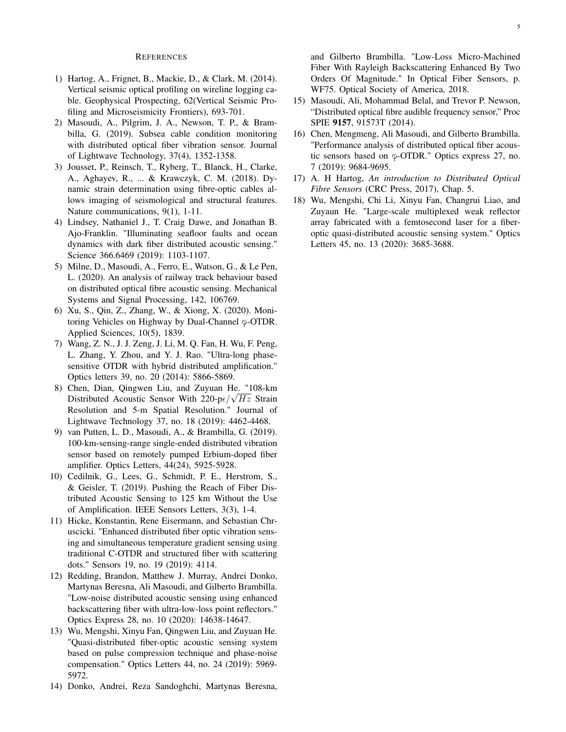## REFERENCES

1) Hartog, A., Frignet, B., Mackie, D., & Clark, M. (2014). Vertical seismic optical profiling on wireline logging cable. Geophysical Prospecting, 62(Vertical Seismic Profiling and Microseismicity Frontiers), 693-701.
2) Masoudi, A., Pilgrim, J. A., Newson, T. P., & Brambilla, G. (2019). Subsea cable condition monitoring with distributed optical fiber vibration sensor. Journal of Lightwave Technology, 37(4), 1352-1358.
3) Jousset, P., Reinsch, T., Ryberg, T., Blanck, H., Clarke, A., Aghayev, R., ... & Krawczyk, C. M. (2018). Dynamic strain determination using fibre-optic cables allows imaging of seismological and structural features. Nature communications, 9(1), 1-11.
4) Lindsey, Nathaniel J., T. Craig Dawe, and Jonathan B. Ajo-Franklin. "Illuminating seafloor faults and ocean dynamics with dark fiber distributed acoustic sensing." Science 366.6469 (2019): 1103-1107.
5) Milne, D., Masoudi, A., Ferro, E., Watson, G., & Le Pen, L. (2020). An analysis of railway track behaviour based on distributed optical fibre acoustic sensing. Mechanical Systems and Signal Processing, 142, 106769.
6) Xu, S., Qin, Z., Zhang, W., & Xiong, X. (2020). Monitoring Vehicles on Highway by Dual-Channel φ-OTDR. Applied Sciences, 10(5), 1839.
7) Wang, Z. N., J. J. Zeng, J. Li, M. Q. Fan, H. Wu, F. Peng, L. Zhang, Y. Zhou, and Y. J. Rao. "Ultra-long phase-sensitive OTDR with hybrid distributed amplification." Optics letters 39, no. 20 (2014): 5866-5869.
8) Chen, Dian, Qingwen Liu, and Zuyuan He. "108-km Distributed Acoustic Sensor With 220-p$\epsilon/\sqrt{Hz}$ Strain Resolution and 5-m Spatial Resolution." Journal of Lightwave Technology 37, no. 18 (2019): 4462-4468.
9) van Putten, L. D., Masoudi, A., & Brambilla, G. (2019). 100-km-sensing-range single-ended distributed vibration sensor based on remotely pumped Erbium-doped fiber amplifier. Optics Letters, 44(24), 5925-5928.
10) Cedilnik, G., Lees, G., Schmidt, P. E., Herstrom, S., & Geisler, T. (2019). Pushing the Reach of Fiber Distributed Acoustic Sensing to 125 km Without the Use of Amplification. IEEE Sensors Letters, 3(3), 1-4.
11) Hicke, Konstantin, Rene Eisermann, and Sebastian Chruscicki. "Enhanced distributed fiber optic vibration sensing and simultaneous temperature gradient sensing using traditional C-OTDR and structured fiber with scattering dots." Sensors 19, no. 19 (2019): 4114.
12) Redding, Brandon, Matthew J. Murray, Andrei Donko, Martynas Beresna, Ali Masoudi, and Gilberto Brambilla. "Low-noise distributed acoustic sensing using enhanced backscattering fiber with ultra-low-loss point reflectors." Optics Express 28, no. 10 (2020): 14638-14647.
13) Wu, Mengshi, Xinyu Fan, Qingwen Liu, and Zuyuan He. "Quasi-distributed fiber-optic acoustic sensing system based on pulse compression technique and phase-noise compensation." Optics Letters 44, no. 24 (2019): 5969-5972.
14) Donko, Andrei, Reza Sandoghchi, Martynas Beresna, and Gilberto Brambilla. "Low-Loss Micro-Machined Fiber With Rayleigh Backscattering Enhanced By Two Orders Of Magnitude." In Optical Fiber Sensors, p. WF75. Optical Society of America, 2018.
15) Masoudi, Ali, Mohammad Belal, and Trevor P. Newson, "Distributed optical fibre audible frequency sensor," Proc SPIE **9157**, 91573T (2014).
16) Chen, Mengmeng, Ali Masoudi, and Gilberto Brambilla. "Performance analysis of distributed optical fiber acoustic sensors based on φ-OTDR." Optics express 27, no. 7 (2019): 9684-9695.
17) A. H Hartog, *An introduction to Distributed Optical Fibre Sensors* (CRC Press, 2017), Chap. 5.
18) Wu, Mengshi, Chi Li, Xinyu Fan, Changrui Liao, and Zuyaun He. "Large-scale multiplexed weak reflector array fabricated with a femtosecond laser for a fiber-optic quasi-distributed acoustic sensing system." Optics Letters 45, no. 13 (2020): 3685-3688.